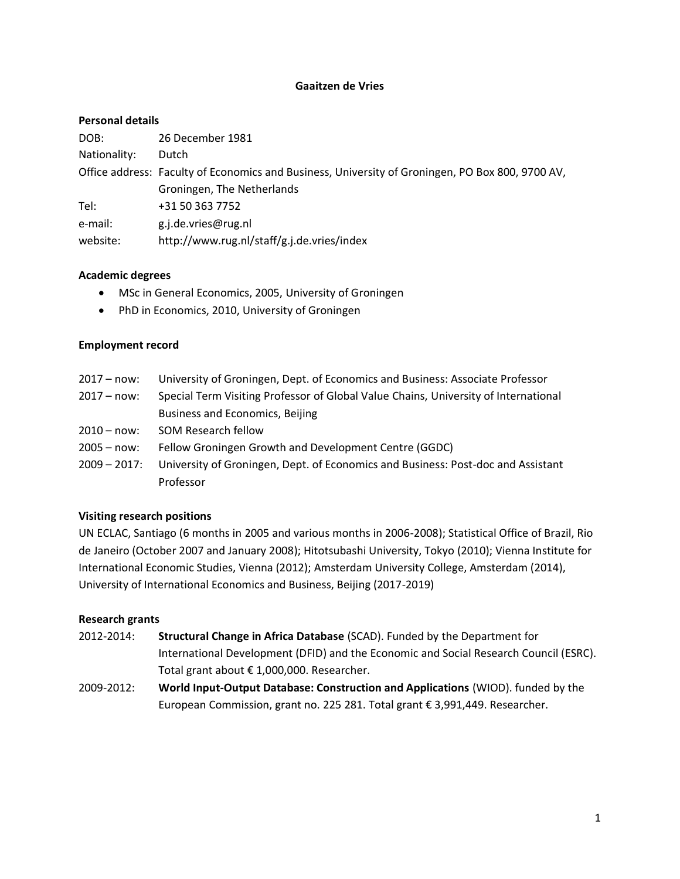# Gaaitzen de Vries

## Personal details

| | |
|---|---|
| DOB: | 26 December 1981 |
| Nationality: | Dutch |
| Office address: | Faculty of Economics and Business, University of Groningen, PO Box 800, 9700 AV, Groningen, The Netherlands |
| Tel: | +31 50 363 7752 |
| e-mail: | g.j.de.vries@rug.nl |
| website: | http://www.rug.nl/staff/g.j.de.vries/index |

## Academic degrees

- MSc in General Economics, 2005, University of Groningen
- PhD in Economics, 2010, University of Groningen

## Employment record

| | |
|---|---|
| 2017 – now: | University of Groningen, Dept. of Economics and Business: Associate Professor |
| 2017 – now: | Special Term Visiting Professor of Global Value Chains, University of International Business and Economics, Beijing |
| 2010 – now: | SOM Research fellow |
| 2005 – now: | Fellow Groningen Growth and Development Centre (GGDC) |
| 2009 – 2017: | University of Groningen, Dept. of Economics and Business: Post-doc and Assistant Professor |

## Visiting research positions

UN ECLAC, Santiago (6 months in 2005 and various months in 2006-2008); Statistical Office of Brazil, Rio de Janeiro (October 2007 and January 2008); Hitotsubashi University, Tokyo (2010); Vienna Institute for International Economic Studies, Vienna (2012); Amsterdam University College, Amsterdam (2014), University of International Economics and Business, Beijing (2017-2019)

## Research grants

| | |
|---|---|
| 2012-2014: | **Structural Change in Africa Database** (SCAD). Funded by the Department for International Development (DFID) and the Economic and Social Research Council (ESRC). Total grant about € 1,000,000. Researcher. |
| 2009-2012: | **World Input-Output Database: Construction and Applications** (WIOD). funded by the European Commission, grant no. 225 281. Total grant € 3,991,449. Researcher. |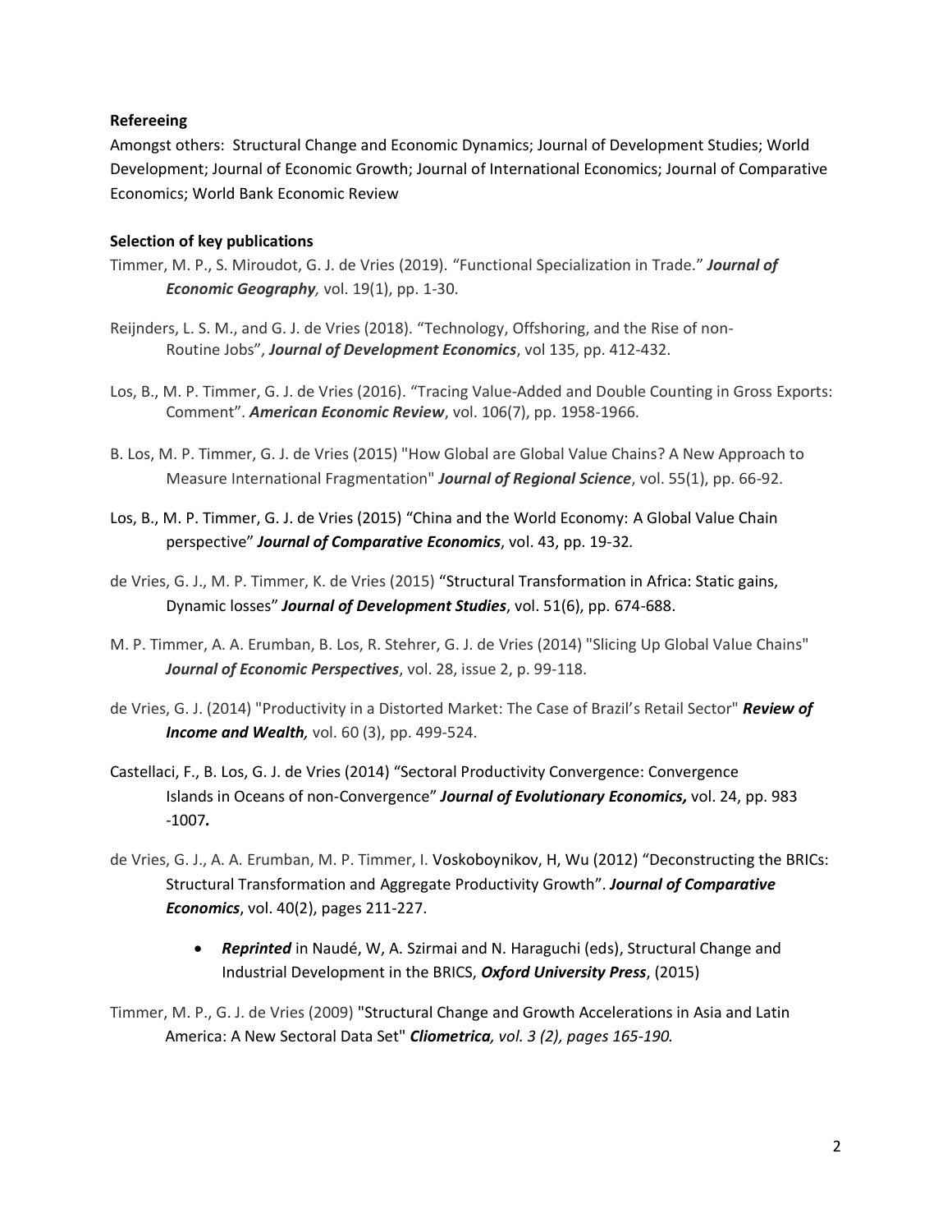**Refereeing**

Amongst others: Structural Change and Economic Dynamics; Journal of Development Studies; World Development; Journal of Economic Growth; Journal of International Economics; Journal of Comparative Economics; World Bank Economic Review

**Selection of key publications**

Timmer, M. P., S. Miroudot, G. J. de Vries (2019). "Functional Specialization in Trade." ***Journal of Economic Geography**,* vol. 19(1), pp. 1-30.

Reijnders, L. S. M., and G. J. de Vries (2018). "Technology, Offshoring, and the Rise of non-Routine Jobs", ***Journal of Development Economics***, vol 135, pp. 412-432.

Los, B., M. P. Timmer, G. J. de Vries (2016). "Tracing Value-Added and Double Counting in Gross Exports: Comment". ***American Economic Review***, vol. 106(7), pp. 1958-1966.

B. Los, M. P. Timmer, G. J. de Vries (2015) "How Global are Global Value Chains? A New Approach to Measure International Fragmentation" ***Journal of Regional Science***, vol. 55(1), pp. 66-92.

Los, B., M. P. Timmer, G. J. de Vries (2015) "China and the World Economy: A Global Value Chain perspective" ***Journal of Comparative Economics***, vol. 43, pp. 19-32.

de Vries, G. J., M. P. Timmer, K. de Vries (2015) "Structural Transformation in Africa: Static gains, Dynamic losses" ***Journal of Development Studies***, vol. 51(6), pp. 674-688.

M. P. Timmer, A. A. Erumban, B. Los, R. Stehrer, G. J. de Vries (2014) "Slicing Up Global Value Chains" ***Journal of Economic Perspectives***, vol. 28, issue 2, p. 99-118.

de Vries, G. J. (2014) "Productivity in a Distorted Market: The Case of Brazil's Retail Sector" ***Review of Income and Wealth**,* vol. 60 (3), pp. 499-524.

Castellaci, F., B. Los, G. J. de Vries (2014) "Sectoral Productivity Convergence: Convergence Islands in Oceans of non-Convergence" ***Journal of Evolutionary Economics,*** vol. 24, pp. 983 -1007***.***

de Vries, G. J., A. A. Erumban, M. P. Timmer, I. Voskoboynikov, H, Wu (2012) "Deconstructing the BRICs: Structural Transformation and Aggregate Productivity Growth". ***Journal of Comparative Economics***, vol. 40(2), pages 211-227.

- ***Reprinted*** in Naudé, W, A. Szirmai and N. Haraguchi (eds), Structural Change and Industrial Development in the BRICS, ***Oxford University Press***, (2015)

Timmer, M. P., G. J. de Vries (2009) "Structural Change and Growth Accelerations in Asia and Latin America: A New Sectoral Data Set" ***Cliometrica**, vol. 3 (2), pages 165-190.*